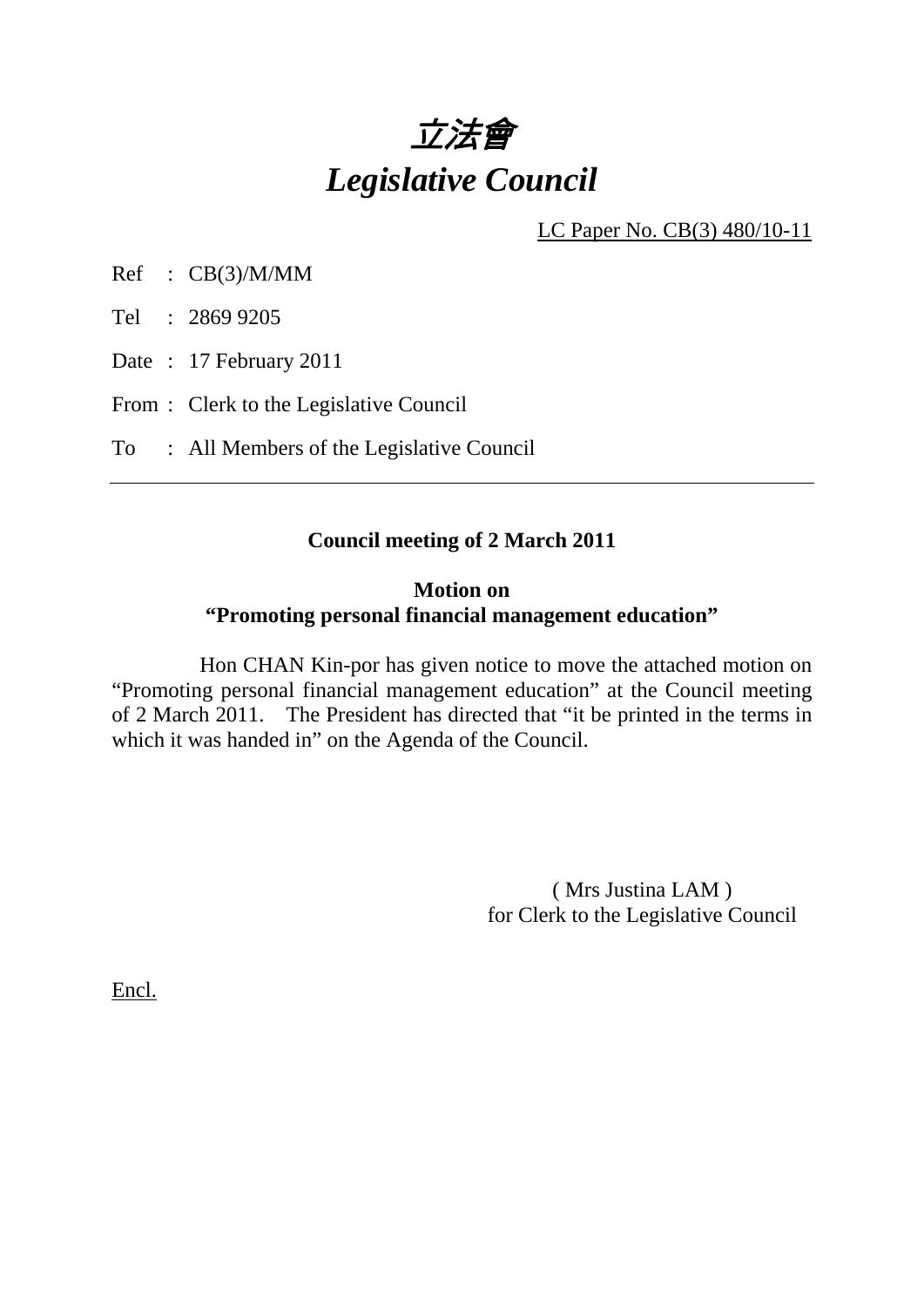# *立法會*
# *Legislative Council*

LC Paper No. CB(3) 480/10-11

Ref : CB(3)/M/MM

Tel : 2869 9205

Date : 17 February 2011

From : Clerk to the Legislative Council

To : All Members of the Legislative Council

---

**Council meeting of 2 March 2011**

**Motion on**
**"Promoting personal financial management education"**

Hon CHAN Kin-por has given notice to move the attached motion on "Promoting personal financial management education" at the Council meeting of 2 March 2011. The President has directed that "it be printed in the terms in which it was handed in" on the Agenda of the Council.

( Mrs Justina LAM )
for Clerk to the Legislative Council

Encl.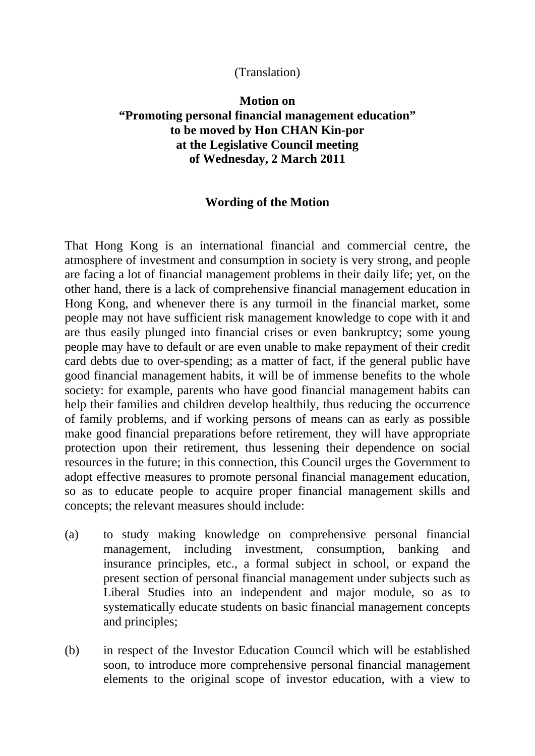(Translation)

**Motion on**
**"Promoting personal financial management education"**
**to be moved by Hon CHAN Kin-por**
**at the Legislative Council meeting**
**of Wednesday, 2 March 2011**

**Wording of the Motion**

That Hong Kong is an international financial and commercial centre, the atmosphere of investment and consumption in society is very strong, and people are facing a lot of financial management problems in their daily life; yet, on the other hand, there is a lack of comprehensive financial management education in Hong Kong, and whenever there is any turmoil in the financial market, some people may not have sufficient risk management knowledge to cope with it and are thus easily plunged into financial crises or even bankruptcy; some young people may have to default or are even unable to make repayment of their credit card debts due to over-spending; as a matter of fact, if the general public have good financial management habits, it will be of immense benefits to the whole society: for example, parents who have good financial management habits can help their families and children develop healthily, thus reducing the occurrence of family problems, and if working persons of means can as early as possible make good financial preparations before retirement, they will have appropriate protection upon their retirement, thus lessening their dependence on social resources in the future; in this connection, this Council urges the Government to adopt effective measures to promote personal financial management education, so as to educate people to acquire proper financial management skills and concepts; the relevant measures should include:

(a) to study making knowledge on comprehensive personal financial management, including investment, consumption, banking and insurance principles, etc., a formal subject in school, or expand the present section of personal financial management under subjects such as Liberal Studies into an independent and major module, so as to systematically educate students on basic financial management concepts and principles;

(b) in respect of the Investor Education Council which will be established soon, to introduce more comprehensive personal financial management elements to the original scope of investor education, with a view to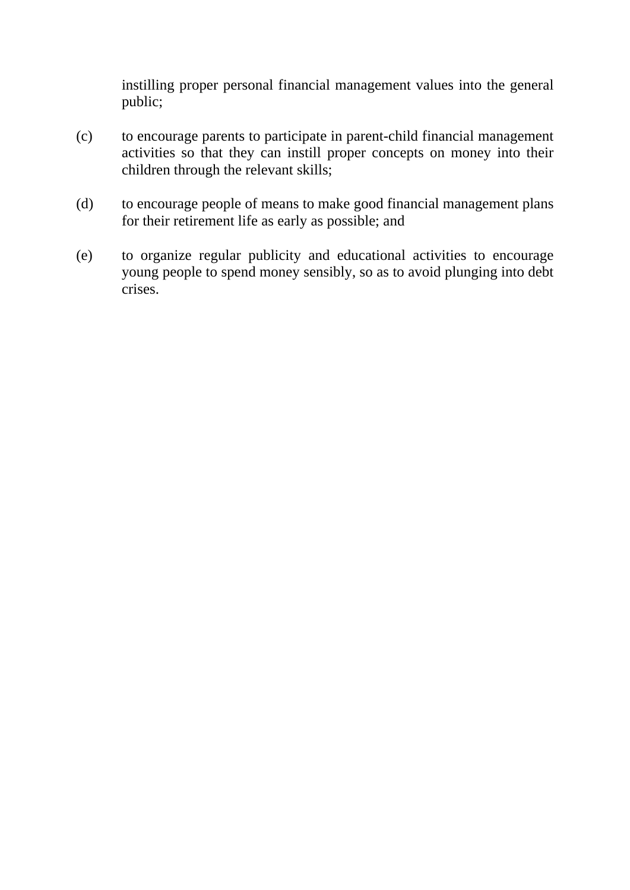instilling proper personal financial management values into the general public;

(c) to encourage parents to participate in parent-child financial management activities so that they can instill proper concepts on money into their children through the relevant skills;

(d) to encourage people of means to make good financial management plans for their retirement life as early as possible; and

(e) to organize regular publicity and educational activities to encourage young people to spend money sensibly, so as to avoid plunging into debt crises.